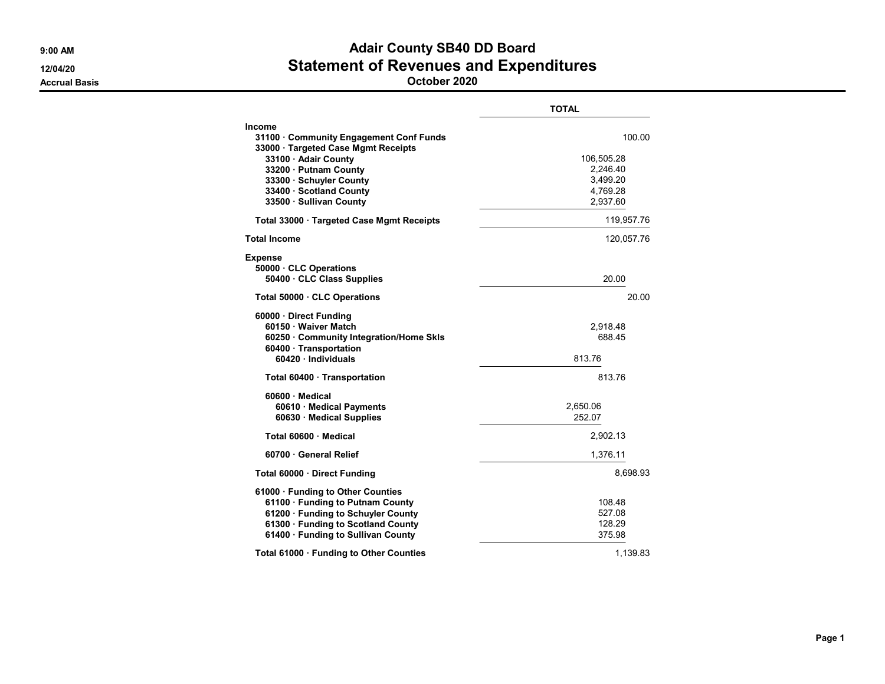# Adair County SB40 DD Board

## Statement of Revenues and Expenditures

### October 2020

9:00 AM
12/04/20
Accrual Basis

| | TOTAL |
|---|---|
| **Income** | |
| 31100 · Community Engagement Conf Funds | 100.00 |
| 33000 · Targeted Case Mgmt Receipts | |
| 33100 · Adair County | 106,505.28 |
| 33200 · Putnam County | 2,246.40 |
| 33300 · Schuyler County | 3,499.20 |
| 33400 · Scotland County | 4,769.28 |
| 33500 · Sullivan County | 2,937.60 |
| **Total 33000 · Targeted Case Mgmt Receipts** | 119,957.76 |
| **Total Income** | 120,057.76 |
| **Expense** | |
| 50000 · CLC Operations | |
| 50400 · CLC Class Supplies | 20.00 |
| **Total 50000 · CLC Operations** | 20.00 |
| 60000 · Direct Funding | |
| 60150 · Waiver Match | 2,918.48 |
| 60250 · Community Integration/Home Skls | 688.45 |
| 60400 · Transportation | |
| 60420 · Individuals | 813.76 |
| **Total 60400 · Transportation** | 813.76 |
| 60600 · Medical | |
| 60610 · Medical Payments | 2,650.06 |
| 60630 · Medical Supplies | 252.07 |
| **Total 60600 · Medical** | 2,902.13 |
| 60700 · General Relief | 1,376.11 |
| **Total 60000 · Direct Funding** | 8,698.93 |
| 61000 · Funding to Other Counties | |
| 61100 · Funding to Putnam County | 108.48 |
| 61200 · Funding to Schuyler County | 527.08 |
| 61300 · Funding to Scotland County | 128.29 |
| 61400 · Funding to Sullivan County | 375.98 |
| **Total 61000 · Funding to Other Counties** | 1,139.83 |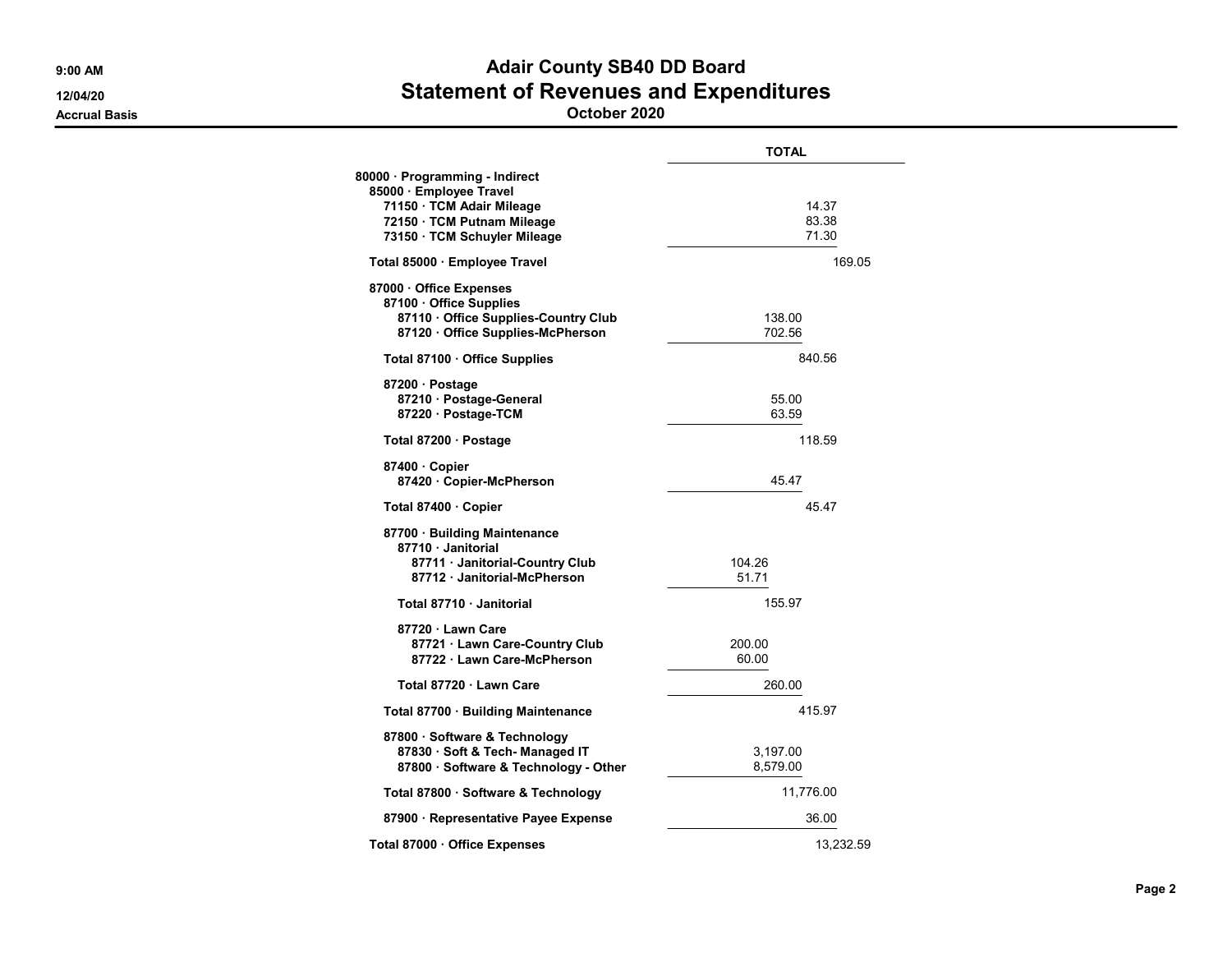# Adair County SB40 DD Board

## Statement of Revenues and Expenditures

### October 2020

9:00 AM
12/04/20
Accrual Basis

| | TOTAL |
|---|---|
| 80000 · Programming - Indirect | |
| 85000 · Employee Travel | |
| 71150 · TCM Adair Mileage | 14.37 |
| 72150 · TCM Putnam Mileage | 83.38 |
| 73150 · TCM Schuyler Mileage | 71.30 |
| Total 85000 · Employee Travel | 169.05 |
| 87000 · Office Expenses | |
| 87100 · Office Supplies | |
| 87110 · Office Supplies-Country Club | 138.00 |
| 87120 · Office Supplies-McPherson | 702.56 |
| Total 87100 · Office Supplies | 840.56 |
| 87200 · Postage | |
| 87210 · Postage-General | 55.00 |
| 87220 · Postage-TCM | 63.59 |
| Total 87200 · Postage | 118.59 |
| 87400 · Copier | |
| 87420 · Copier-McPherson | 45.47 |
| Total 87400 · Copier | 45.47 |
| 87700 · Building Maintenance | |
| 87710 · Janitorial | |
| 87711 · Janitorial-Country Club | 104.26 |
| 87712 · Janitorial-McPherson | 51.71 |
| Total 87710 · Janitorial | 155.97 |
| 87720 · Lawn Care | |
| 87721 · Lawn Care-Country Club | 200.00 |
| 87722 · Lawn Care-McPherson | 60.00 |
| Total 87720 · Lawn Care | 260.00 |
| Total 87700 · Building Maintenance | 415.97 |
| 87800 · Software & Technology | |
| 87830 · Soft & Tech- Managed IT | 3,197.00 |
| 87800 · Software & Technology - Other | 8,579.00 |
| Total 87800 · Software & Technology | 11,776.00 |
| 87900 · Representative Payee Expense | 36.00 |
| Total 87000 · Office Expenses | 13,232.59 |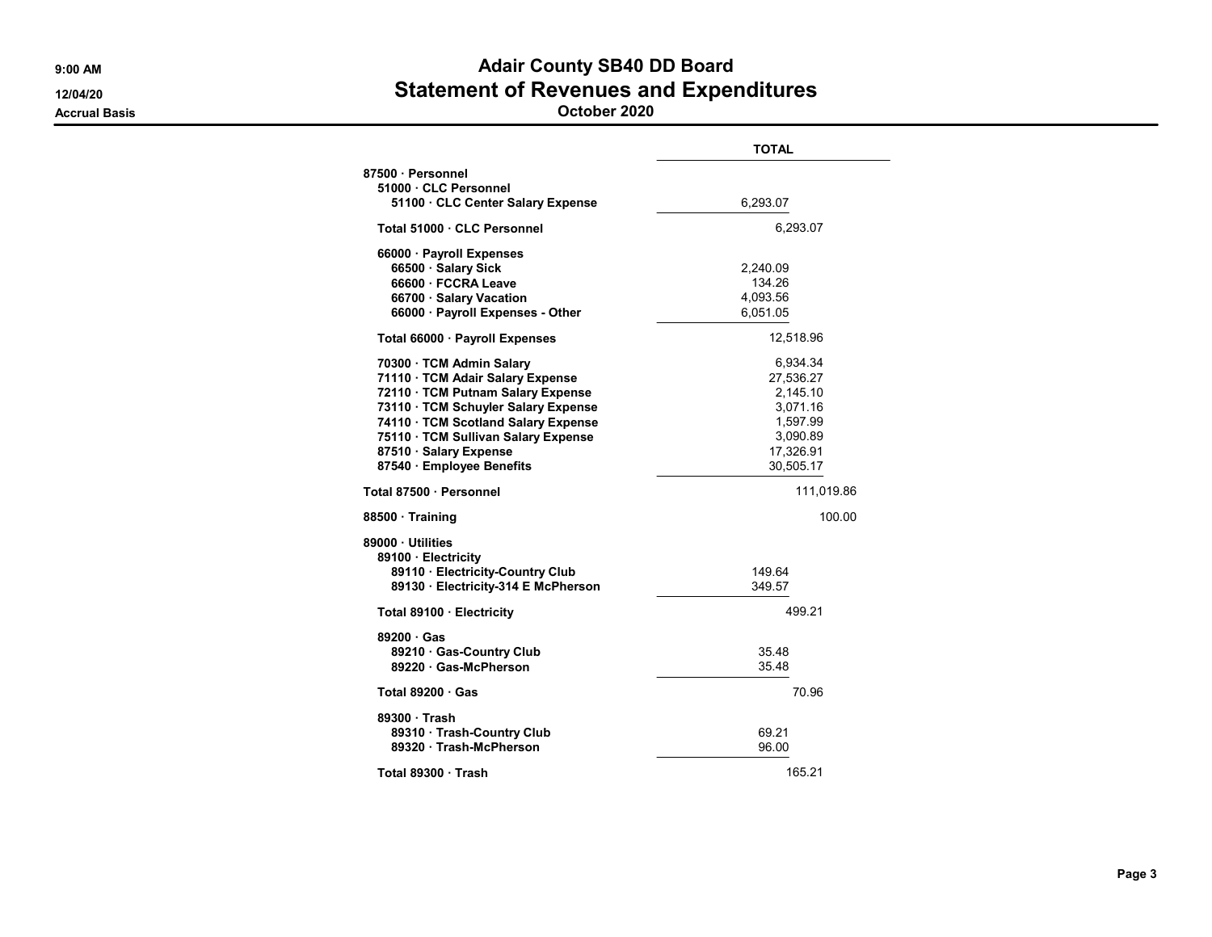# Adair County SB40 DD Board
## Statement of Revenues and Expenditures
### October 2020

9:00 AM
12/04/20
Accrual Basis

| | TOTAL | |
|---|---|---|
| **87500 · Personnel** | | |
| **51000 · CLC Personnel** | | |
| **51100 · CLC Center Salary Expense** | 6,293.07 | |
| **Total 51000 · CLC Personnel** | | 6,293.07 |
| **66000 · Payroll Expenses** | | |
| **66500 · Salary Sick** | 2,240.09 | |
| **66600 · FCCRA Leave** | 134.26 | |
| **66700 · Salary Vacation** | 4,093.56 | |
| **66000 · Payroll Expenses - Other** | 6,051.05 | |
| **Total 66000 · Payroll Expenses** | | 12,518.96 |
| **70300 · TCM Admin Salary** | | 6,934.34 |
| **71110 · TCM Adair Salary Expense** | | 27,536.27 |
| **72110 · TCM Putnam Salary Expense** | | 2,145.10 |
| **73110 · TCM Schuyler Salary Expense** | | 3,071.16 |
| **74110 · TCM Scotland Salary Expense** | | 1,597.99 |
| **75110 · TCM Sullivan Salary Expense** | | 3,090.89 |
| **87510 · Salary Expense** | | 17,326.91 |
| **87540 · Employee Benefits** | | 30,505.17 |
| **Total 87500 · Personnel** | | 111,019.86 |
| **88500 · Training** | | 100.00 |
| **89000 · Utilities** | | |
| **89100 · Electricity** | | |
| **89110 · Electricity-Country Club** | 149.64 | |
| **89130 · Electricity-314 E McPherson** | 349.57 | |
| **Total 89100 · Electricity** | | 499.21 |
| **89200 · Gas** | | |
| **89210 · Gas-Country Club** | 35.48 | |
| **89220 · Gas-McPherson** | 35.48 | |
| **Total 89200 · Gas** | | 70.96 |
| **89300 · Trash** | | |
| **89310 · Trash-Country Club** | 69.21 | |
| **89320 · Trash-McPherson** | 96.00 | |
| **Total 89300 · Trash** | | 165.21 |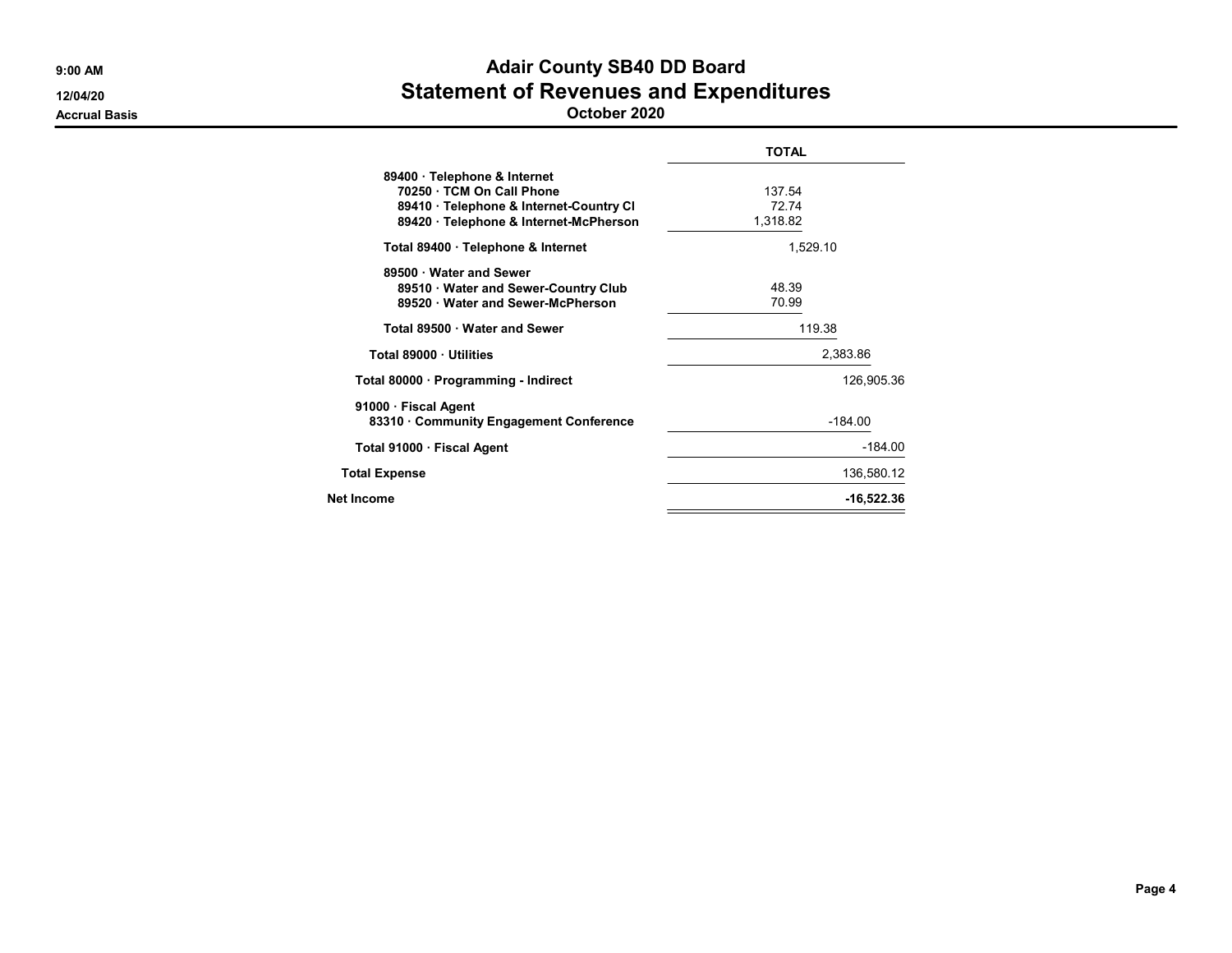# Adair County SB40 DD Board
## Statement of Revenues and Expenditures
### October 2020

9:00 AM
12/04/20
Accrual Basis

| | TOTAL |
|---|---|
| 89400 · Telephone & Internet | |
| 70250 · TCM On Call Phone | 137.54 |
| 89410 · Telephone & Internet-Country Cl | 72.74 |
| 89420 · Telephone & Internet-McPherson | 1,318.82 |
| Total 89400 · Telephone & Internet | 1,529.10 |
| 89500 · Water and Sewer | |
| 89510 · Water and Sewer-Country Club | 48.39 |
| 89520 · Water and Sewer-McPherson | 70.99 |
| Total 89500 · Water and Sewer | 119.38 |
| Total 89000 · Utilities | 2,383.86 |
| Total 80000 · Programming - Indirect | 126,905.36 |
| 91000 · Fiscal Agent | |
| 83310 · Community Engagement Conference | -184.00 |
| Total 91000 · Fiscal Agent | -184.00 |
| Total Expense | 136,580.12 |
| **Net Income** | **-16,522.36** |